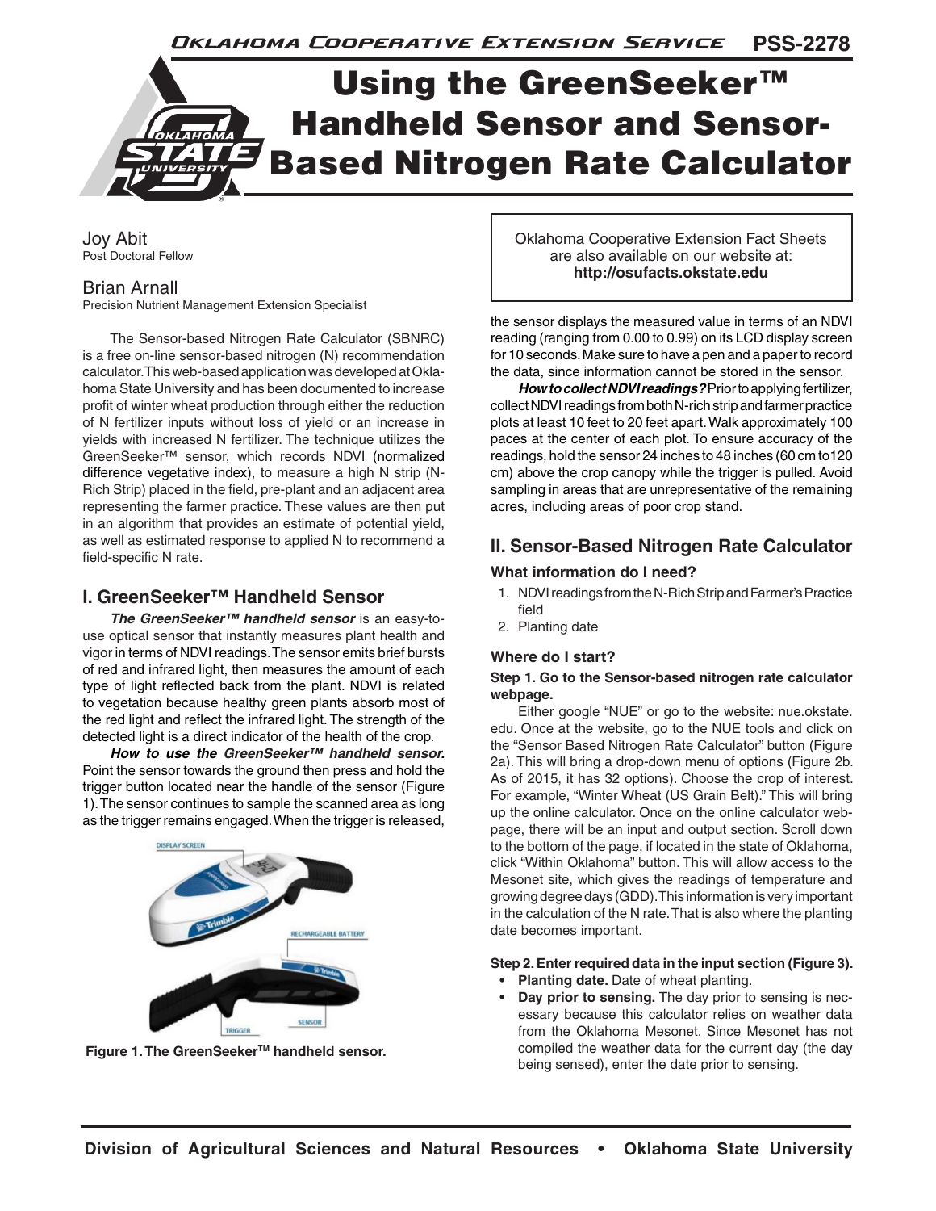# Using the GreenSeeker™ Handheld Sensor and Sensor-Based Nitrogen Rate Calculator

Oklahoma Cooperative Extension Service PSS-2278

Joy Abit
Post Doctoral Fellow

Brian Arnall
Precision Nutrient Management Extension Specialist

Oklahoma Cooperative Extension Fact Sheets are also available on our website at: **http://osufacts.okstate.edu**

The Sensor-based Nitrogen Rate Calculator (SBNRC) is a free on-line sensor-based nitrogen (N) recommendation calculator. This web-based application was developed at Oklahoma State University and has been documented to increase profit of winter wheat production through either the reduction of N fertilizer inputs without loss of yield or an increase in yields with increased N fertilizer. The technique utilizes the GreenSeeker™ sensor, which records NDVI (normalized difference vegetative index), to measure a high N strip (N-Rich Strip) placed in the field, pre-plant and an adjacent area representing the farmer practice. These values are then put in an algorithm that provides an estimate of potential yield, as well as estimated response to applied N to recommend a field-specific N rate.

## I. GreenSeeker™ Handheld Sensor

***The GreenSeeker™ handheld sensor*** is an easy-to-use optical sensor that instantly measures plant health and vigor in terms of NDVI readings. The sensor emits brief bursts of red and infrared light, then measures the amount of each type of light reflected back from the plant. NDVI is related to vegetation because healthy green plants absorb most of the red light and reflect the infrared light. The strength of the detected light is a direct indicator of the health of the crop.

***How to use the GreenSeeker™ handheld sensor.*** Point the sensor towards the ground then press and hold the trigger button located near the handle of the sensor (Figure 1). The sensor continues to sample the scanned area as long as the trigger remains engaged. When the trigger is released, the sensor displays the measured value in terms of an NDVI reading (ranging from 0.00 to 0.99) on its LCD display screen for 10 seconds. Make sure to have a pen and a paper to record the data, since information cannot be stored in the sensor.

**Figure 1. The GreenSeeker™ handheld sensor.**

***How to collect NDVI readings?*** Prior to applying fertilizer, collect NDVI readings from both N-rich strip and farmer practice plots at least 10 feet to 20 feet apart. Walk approximately 100 paces at the center of each plot. To ensure accuracy of the readings, hold the sensor 24 inches to 48 inches (60 cm to120 cm) above the crop canopy while the trigger is pulled. Avoid sampling in areas that are unrepresentative of the remaining acres, including areas of poor crop stand.

## II. Sensor-Based Nitrogen Rate Calculator

### What information do I need?

1. NDVI readings from the N-Rich Strip and Farmer's Practice field
2. Planting date

### Where do I start?

**Step 1. Go to the Sensor-based nitrogen rate calculator webpage.**

Either google "NUE" or go to the website: nue.okstate.edu. Once at the website, go to the NUE tools and click on the "Sensor Based Nitrogen Rate Calculator" button (Figure 2a). This will bring a drop-down menu of options (Figure 2b. As of 2015, it has 32 options). Choose the crop of interest. For example, "Winter Wheat (US Grain Belt)." This will bring up the online calculator. Once on the online calculator webpage, there will be an input and output section. Scroll down to the bottom of the page, if located in the state of Oklahoma, click "Within Oklahoma" button. This will allow access to the Mesonet site, which gives the readings of temperature and growing degree days (GDD). This information is very important in the calculation of the N rate. That is also where the planting date becomes important.

**Step 2. Enter required data in the input section (Figure 3).**

- **Planting date.** Date of wheat planting.
- **Day prior to sensing.** The day prior to sensing is necessary because this calculator relies on weather data from the Oklahoma Mesonet. Since Mesonet has not compiled the weather data for the current day (the day being sensed), enter the date prior to sensing.

Division of Agricultural Sciences and Natural Resources • Oklahoma State University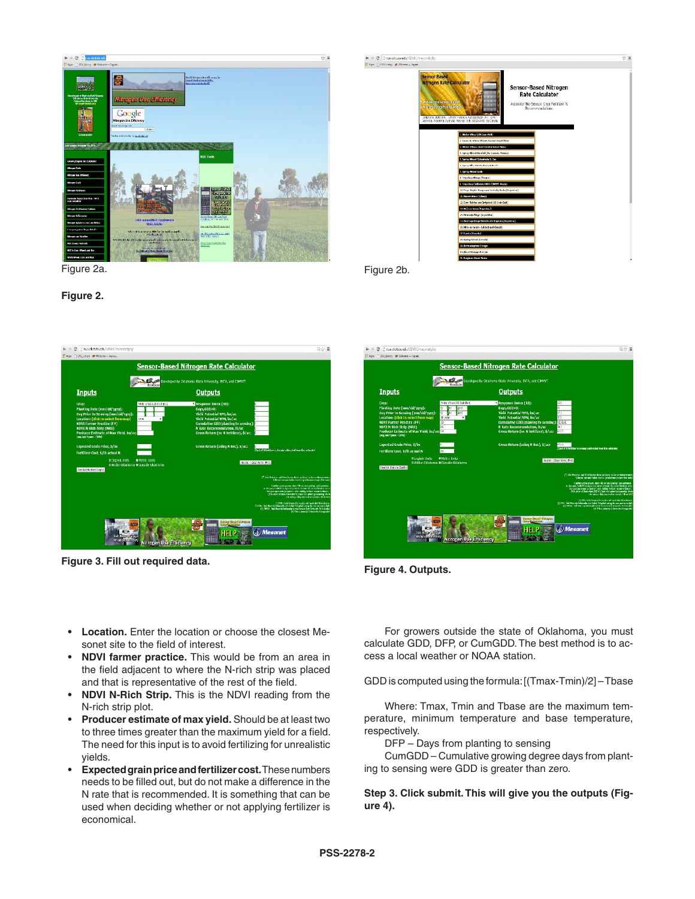Figure 2a.

Figure 2b.

**Figure 2.**

**Figure 3. Fill out required data.**

**Figure 4. Outputs.**

- **Location.** Enter the location or choose the closest Mesonet site to the field of interest.
- **NDVI farmer practice.** This would be from an area in the field adjacent to where the N-rich strip was placed and that is representative of the rest of the field.
- **NDVI N-Rich Strip.** This is the NDVI reading from the N-rich strip plot.
- **Producer estimate of max yield.** Should be at least two to three times greater than the maximum yield for a field. The need for this input is to avoid fertilizing for unrealistic yields.
- **Expected grain price and fertilizer cost.** These numbers needs to be filled out, but do not make a difference in the N rate that is recommended. It is something that can be used when deciding whether or not applying fertilizer is economical.

For growers outside the state of Oklahoma, you must calculate GDD, DFP, or CumGDD. The best method is to access a local weather or NOAA station.

GDD is computed using the formula: [(Tmax-Tmin)/2] – Tbase

Where: Tmax, Tmin and Tbase are the maximum temperature, minimum temperature and base temperature, respectively.

DFP – Days from planting to sensing

CumGDD – Cumulative growing degree days from planting to sensing were GDD is greater than zero.

**Step 3. Click submit. This will give you the outputs (Figure 4).**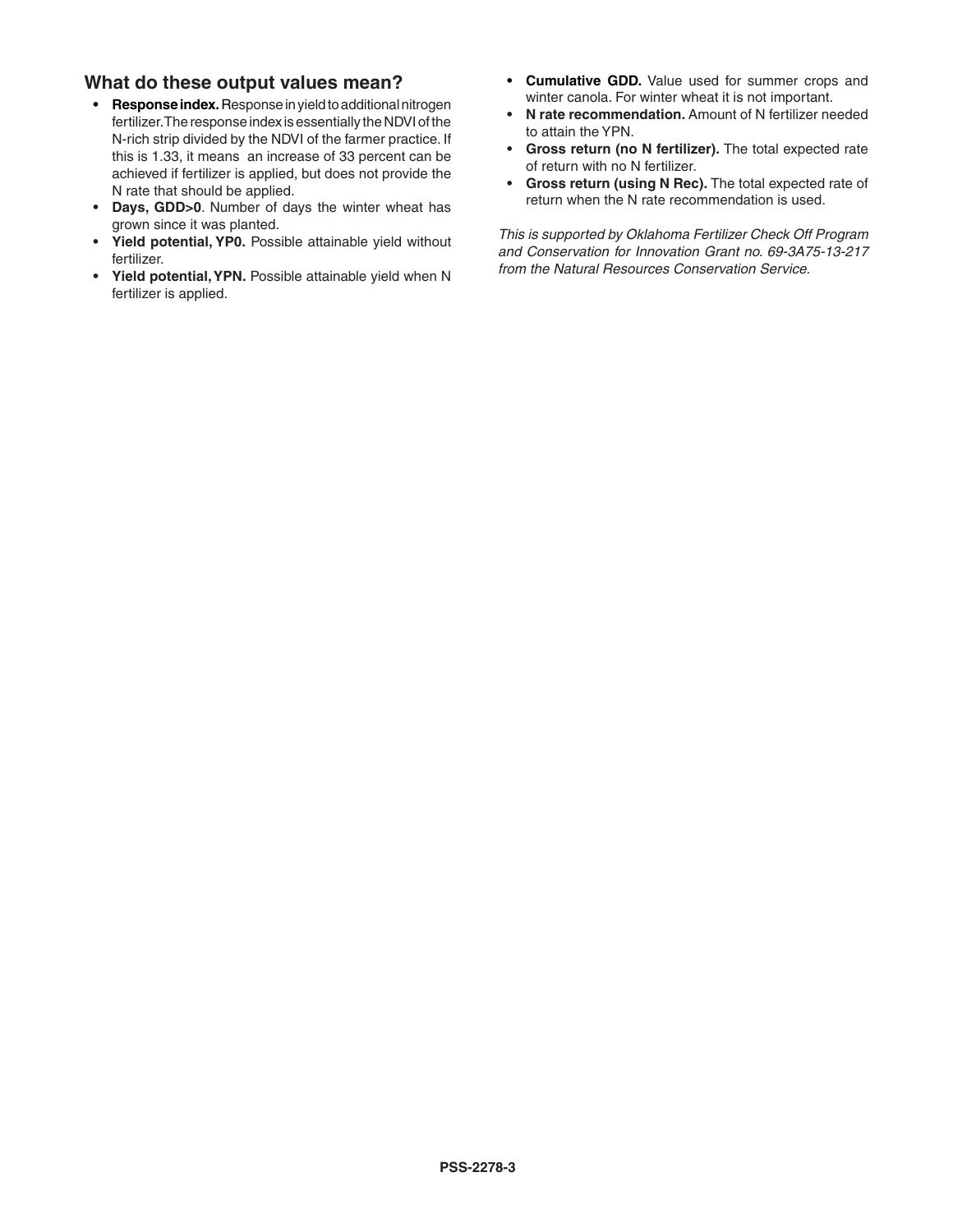## What do these output values mean?

- **Response index.** Response in yield to additional nitrogen fertilizer. The response index is essentially the NDVI of the N-rich strip divided by the NDVI of the farmer practice. If this is 1.33, it means an increase of 33 percent can be achieved if fertilizer is applied, but does not provide the N rate that should be applied.
- **Days, GDD>0**. Number of days the winter wheat has grown since it was planted.
- **Yield potential, YP0.** Possible attainable yield without fertilizer.
- **Yield potential, YPN.** Possible attainable yield when N fertilizer is applied.
- **Cumulative GDD.** Value used for summer crops and winter canola. For winter wheat it is not important.
- **N rate recommendation.** Amount of N fertilizer needed to attain the YPN.
- **Gross return (no N fertilizer).** The total expected rate of return with no N fertilizer.
- **Gross return (using N Rec).** The total expected rate of return when the N rate recommendation is used.

*This is supported by Oklahoma Fertilizer Check Off Program and Conservation for Innovation Grant no. 69-3A75-13-217 from the Natural Resources Conservation Service.*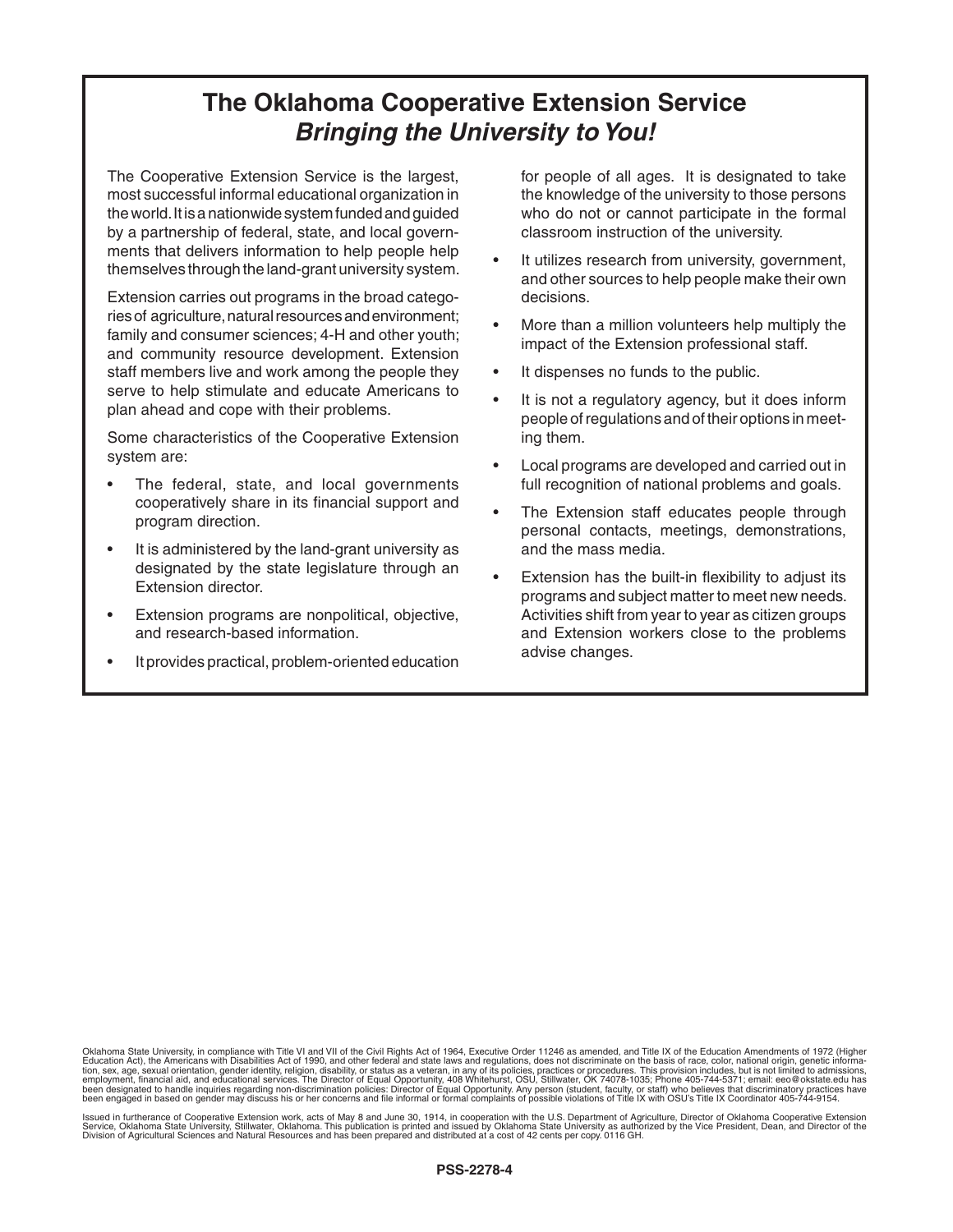# The Oklahoma Cooperative Extension Service

## *Bringing the University to You!*

The Cooperative Extension Service is the largest, most successful informal educational organization in the world. It is a nationwide system funded and guided by a partnership of federal, state, and local governments that delivers information to help people help themselves through the land-grant university system.

Extension carries out programs in the broad categories of agriculture, natural resources and environment; family and consumer sciences; 4-H and other youth; and community resource development. Extension staff members live and work among the people they serve to help stimulate and educate Americans to plan ahead and cope with their problems.

Some characteristics of the Cooperative Extension system are:

- The federal, state, and local governments cooperatively share in its financial support and program direction.
- It is administered by the land-grant university as designated by the state legislature through an Extension director.
- Extension programs are nonpolitical, objective, and research-based information.
- It provides practical, problem-oriented education for people of all ages. It is designated to take the knowledge of the university to those persons who do not or cannot participate in the formal classroom instruction of the university.
- It utilizes research from university, government, and other sources to help people make their own decisions.
- More than a million volunteers help multiply the impact of the Extension professional staff.
- It dispenses no funds to the public.
- It is not a regulatory agency, but it does inform people of regulations and of their options in meeting them.
- Local programs are developed and carried out in full recognition of national problems and goals.
- The Extension staff educates people through personal contacts, meetings, demonstrations, and the mass media.
- Extension has the built-in flexibility to adjust its programs and subject matter to meet new needs. Activities shift from year to year as citizen groups and Extension workers close to the problems advise changes.

Oklahoma State University, in compliance with Title VI and VII of the Civil Rights Act of 1964, Executive Order 11246 as amended, and Title IX of the Education Amendments of 1972 (Higher Education Act), the Americans with Disabilities Act of 1990, and other federal and state laws and regulations, does not discriminate on the basis of race, color, national origin, genetic information, sex, age, sexual orientation, gender identity, religion, disability, or status as a veteran, in any of its policies, practices or procedures. This provision includes, but is not limited to admissions, employment, financial aid, and educational services. The Director of Equal Opportunity, 408 Whitehurst, OSU, Stillwater, OK 74078-1035; Phone 405-744-5371; email: eeo@okstate.edu has been designated to handle inquiries regarding non-discrimination policies: Director of Equal Opportunity. Any person (student, faculty, or staff) who believes that discriminatory practices have been engaged in based on gender may discuss his or her concerns and file informal or formal complaints of possible violations of Title IX with OSU's Title IX Coordinator 405-744-9154.

Issued in furtherance of Cooperative Extension work, acts of May 8 and June 30, 1914, in cooperation with the U.S. Department of Agriculture, Director of Oklahoma Cooperative Extension Service, Oklahoma State University, Stillwater, Oklahoma. This publication is printed and issued by Oklahoma State University as authorized by the Vice President, Dean, and Director of the Division of Agricultural Sciences and Natural Resources and has been prepared and distributed at a cost of 42 cents per copy. 0116 GH.

**PSS-2278-4**